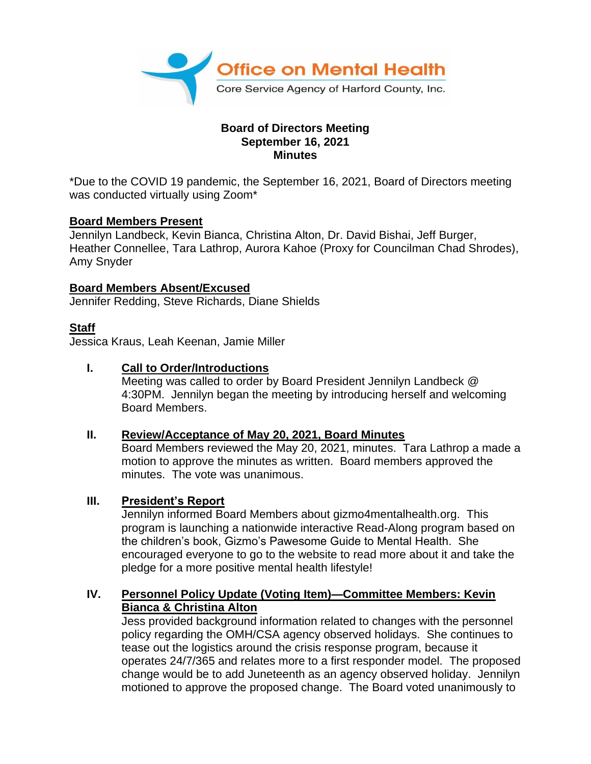Office on Mental Health
Core Service Agency of Harford County, Inc.

**Board of Directors Meeting**
**September 16, 2021**
**Minutes**

*Due to the COVID 19 pandemic, the September 16, 2021, Board of Directors meeting was conducted virtually using Zoom*

**Board Members Present**
Jennilyn Landbeck, Kevin Bianca, Christina Alton, Dr. David Bishai, Jeff Burger, Heather Connellee, Tara Lathrop, Aurora Kahoe (Proxy for Councilman Chad Shrodes), Amy Snyder

**Board Members Absent/Excused**
Jennifer Redding, Steve Richards, Diane Shields

**Staff**
Jessica Kraus, Leah Keenan, Jamie Miller

I. **Call to Order/Introductions**
Meeting was called to order by Board President Jennilyn Landbeck @ 4:30PM. Jennilyn began the meeting by introducing herself and welcoming Board Members.

II. **Review/Acceptance of May 20, 2021, Board Minutes**
Board Members reviewed the May 20, 2021, minutes. Tara Lathrop a made a motion to approve the minutes as written. Board members approved the minutes. The vote was unanimous.

III. **President's Report**
Jennilyn informed Board Members about gizmo4mentalhealth.org. This program is launching a nationwide interactive Read-Along program based on the children's book, Gizmo's Pawesome Guide to Mental Health. She encouraged everyone to go to the website to read more about it and take the pledge for a more positive mental health lifestyle!

IV. **Personnel Policy Update (Voting Item)—Committee Members: Kevin Bianca & Christina Alton**
Jess provided background information related to changes with the personnel policy regarding the OMH/CSA agency observed holidays. She continues to tease out the logistics around the crisis response program, because it operates 24/7/365 and relates more to a first responder model. The proposed change would be to add Juneteenth as an agency observed holiday. Jennilyn motioned to approve the proposed change. The Board voted unanimously to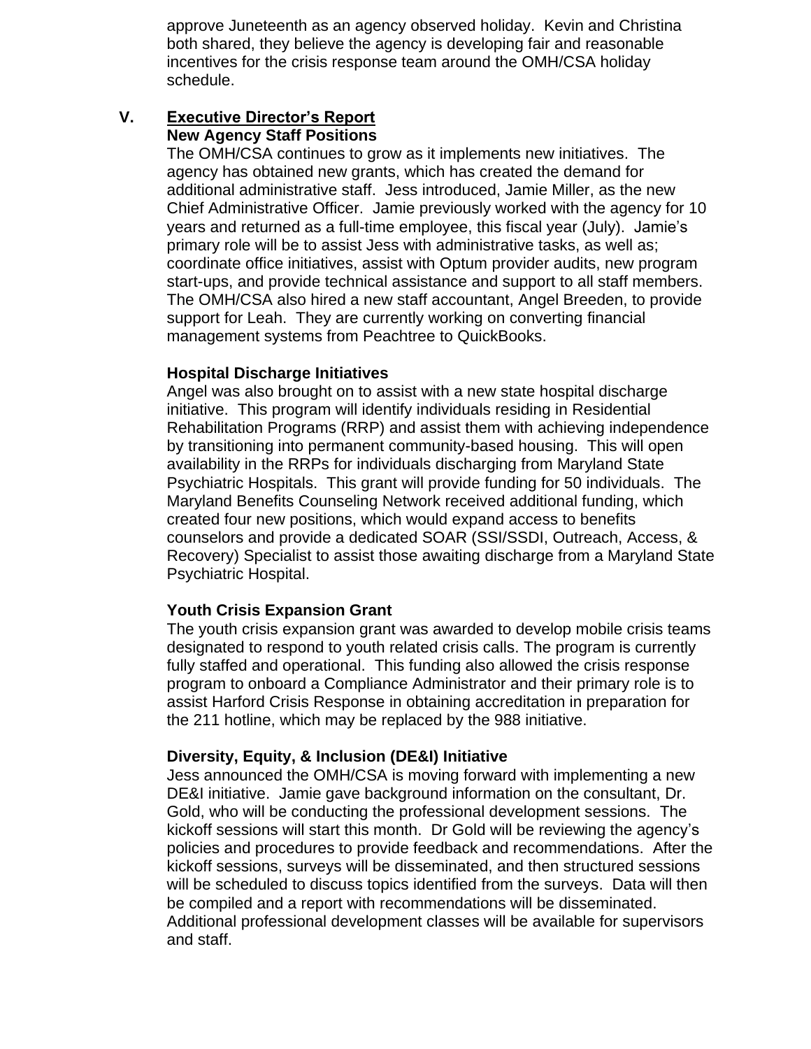approve Juneteenth as an agency observed holiday. Kevin and Christina both shared, they believe the agency is developing fair and reasonable incentives for the crisis response team around the OMH/CSA holiday schedule.

## V. Executive Director's Report

### New Agency Staff Positions

The OMH/CSA continues to grow as it implements new initiatives. The agency has obtained new grants, which has created the demand for additional administrative staff. Jess introduced, Jamie Miller, as the new Chief Administrative Officer. Jamie previously worked with the agency for 10 years and returned as a full-time employee, this fiscal year (July). Jamie's primary role will be to assist Jess with administrative tasks, as well as; coordinate office initiatives, assist with Optum provider audits, new program start-ups, and provide technical assistance and support to all staff members. The OMH/CSA also hired a new staff accountant, Angel Breeden, to provide support for Leah. They are currently working on converting financial management systems from Peachtree to QuickBooks.

### Hospital Discharge Initiatives

Angel was also brought on to assist with a new state hospital discharge initiative. This program will identify individuals residing in Residential Rehabilitation Programs (RRP) and assist them with achieving independence by transitioning into permanent community-based housing. This will open availability in the RRPs for individuals discharging from Maryland State Psychiatric Hospitals. This grant will provide funding for 50 individuals. The Maryland Benefits Counseling Network received additional funding, which created four new positions, which would expand access to benefits counselors and provide a dedicated SOAR (SSI/SSDI, Outreach, Access, & Recovery) Specialist to assist those awaiting discharge from a Maryland State Psychiatric Hospital.

### Youth Crisis Expansion Grant

The youth crisis expansion grant was awarded to develop mobile crisis teams designated to respond to youth related crisis calls. The program is currently fully staffed and operational. This funding also allowed the crisis response program to onboard a Compliance Administrator and their primary role is to assist Harford Crisis Response in obtaining accreditation in preparation for the 211 hotline, which may be replaced by the 988 initiative.

### Diversity, Equity, & Inclusion (DE&I) Initiative

Jess announced the OMH/CSA is moving forward with implementing a new DE&I initiative. Jamie gave background information on the consultant, Dr. Gold, who will be conducting the professional development sessions. The kickoff sessions will start this month. Dr Gold will be reviewing the agency's policies and procedures to provide feedback and recommendations. After the kickoff sessions, surveys will be disseminated, and then structured sessions will be scheduled to discuss topics identified from the surveys. Data will then be compiled and a report with recommendations will be disseminated. Additional professional development classes will be available for supervisors and staff.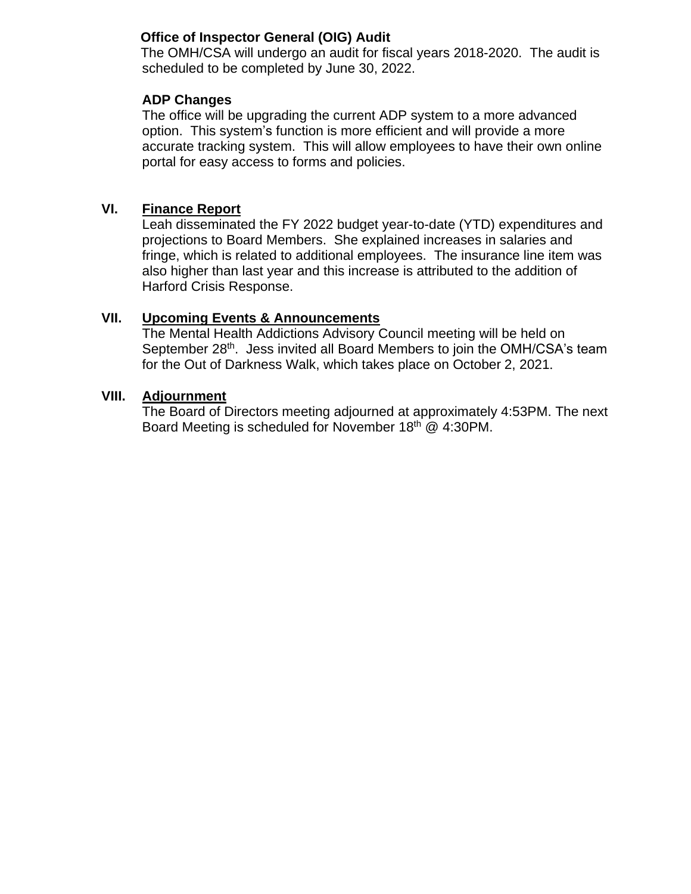**Office of Inspector General (OIG) Audit**

The OMH/CSA will undergo an audit for fiscal years 2018-2020. The audit is scheduled to be completed by June 30, 2022.

**ADP Changes**

The office will be upgrading the current ADP system to a more advanced option. This system's function is more efficient and will provide a more accurate tracking system. This will allow employees to have their own online portal for easy access to forms and policies.

## VI. Finance Report

Leah disseminated the FY 2022 budget year-to-date (YTD) expenditures and projections to Board Members. She explained increases in salaries and fringe, which is related to additional employees. The insurance line item was also higher than last year and this increase is attributed to the addition of Harford Crisis Response.

## VII. Upcoming Events & Announcements

The Mental Health Addictions Advisory Council meeting will be held on September 28th. Jess invited all Board Members to join the OMH/CSA's team for the Out of Darkness Walk, which takes place on October 2, 2021.

## VIII. Adjournment

The Board of Directors meeting adjourned at approximately 4:53PM. The next Board Meeting is scheduled for November 18th @ 4:30PM.